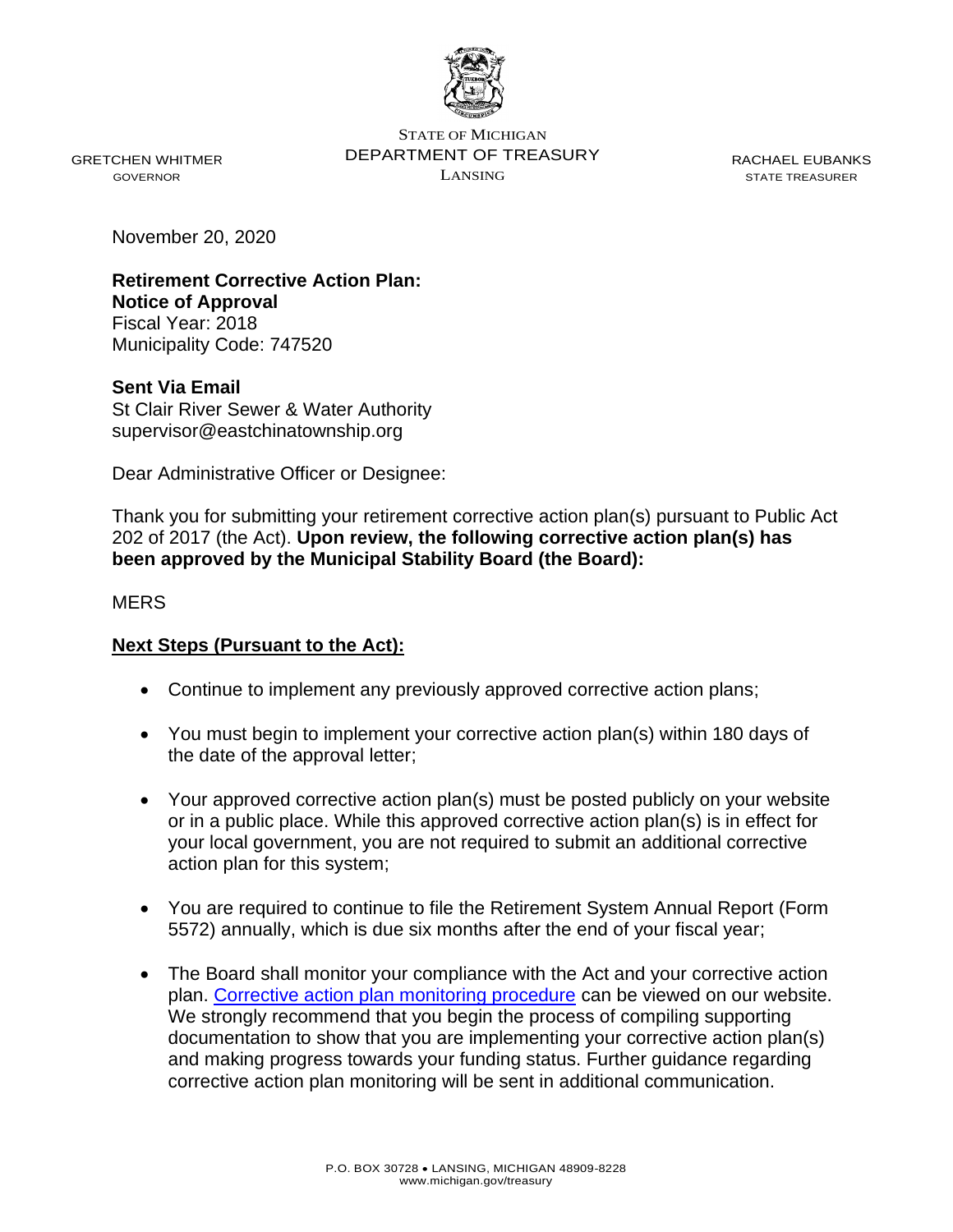GRETCHEN WHITMER
GOVERNOR

STATE OF MICHIGAN
DEPARTMENT OF TREASURY
LANSING

RACHAEL EUBANKS
STATE TREASURER

November 20, 2020

**Retirement Corrective Action Plan:**
**Notice of Approval**
Fiscal Year: 2018
Municipality Code: 747520

**Sent Via Email**
St Clair River Sewer & Water Authority
supervisor@eastchinatownship.org

Dear Administrative Officer or Designee:

Thank you for submitting your retirement corrective action plan(s) pursuant to Public Act 202 of 2017 (the Act). **Upon review, the following corrective action plan(s) has been approved by the Municipal Stability Board (the Board):**

MERS

**Next Steps (Pursuant to the Act):**

- Continue to implement any previously approved corrective action plans;
- You must begin to implement your corrective action plan(s) within 180 days of the date of the approval letter;
- Your approved corrective action plan(s) must be posted publicly on your website or in a public place. While this approved corrective action plan(s) is in effect for your local government, you are not required to submit an additional corrective action plan for this system;
- You are required to continue to file the Retirement System Annual Report (Form 5572) annually, which is due six months after the end of your fiscal year;
- The Board shall monitor your compliance with the Act and your corrective action plan. Corrective action plan monitoring procedure can be viewed on our website. We strongly recommend that you begin the process of compiling supporting documentation to show that you are implementing your corrective action plan(s) and making progress towards your funding status. Further guidance regarding corrective action plan monitoring will be sent in additional communication.

P.O. BOX 30728 • LANSING, MICHIGAN 48909-8228
www.michigan.gov/treasury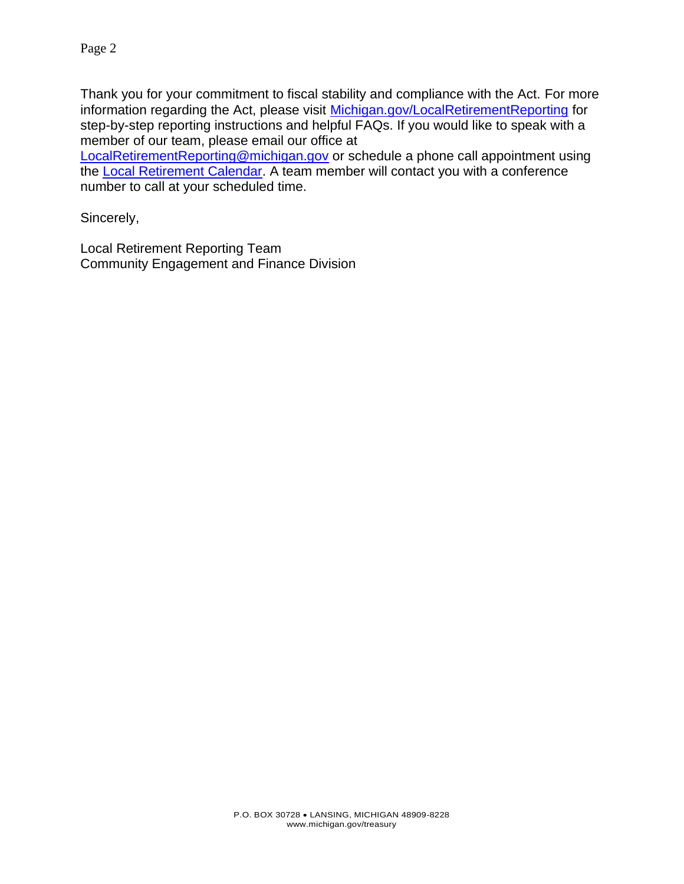Thank you for your commitment to fiscal stability and compliance with the Act. For more information regarding the Act, please visit Michigan.gov/LocalRetirementReporting for step-by-step reporting instructions and helpful FAQs. If you would like to speak with a member of our team, please email our office at LocalRetirementReporting@michigan.gov or schedule a phone call appointment using the Local Retirement Calendar. A team member will contact you with a conference number to call at your scheduled time.

Sincerely,

Local Retirement Reporting Team
Community Engagement and Finance Division

P.O. BOX 30728 • LANSING, MICHIGAN 48909-8228
www.michigan.gov/treasury